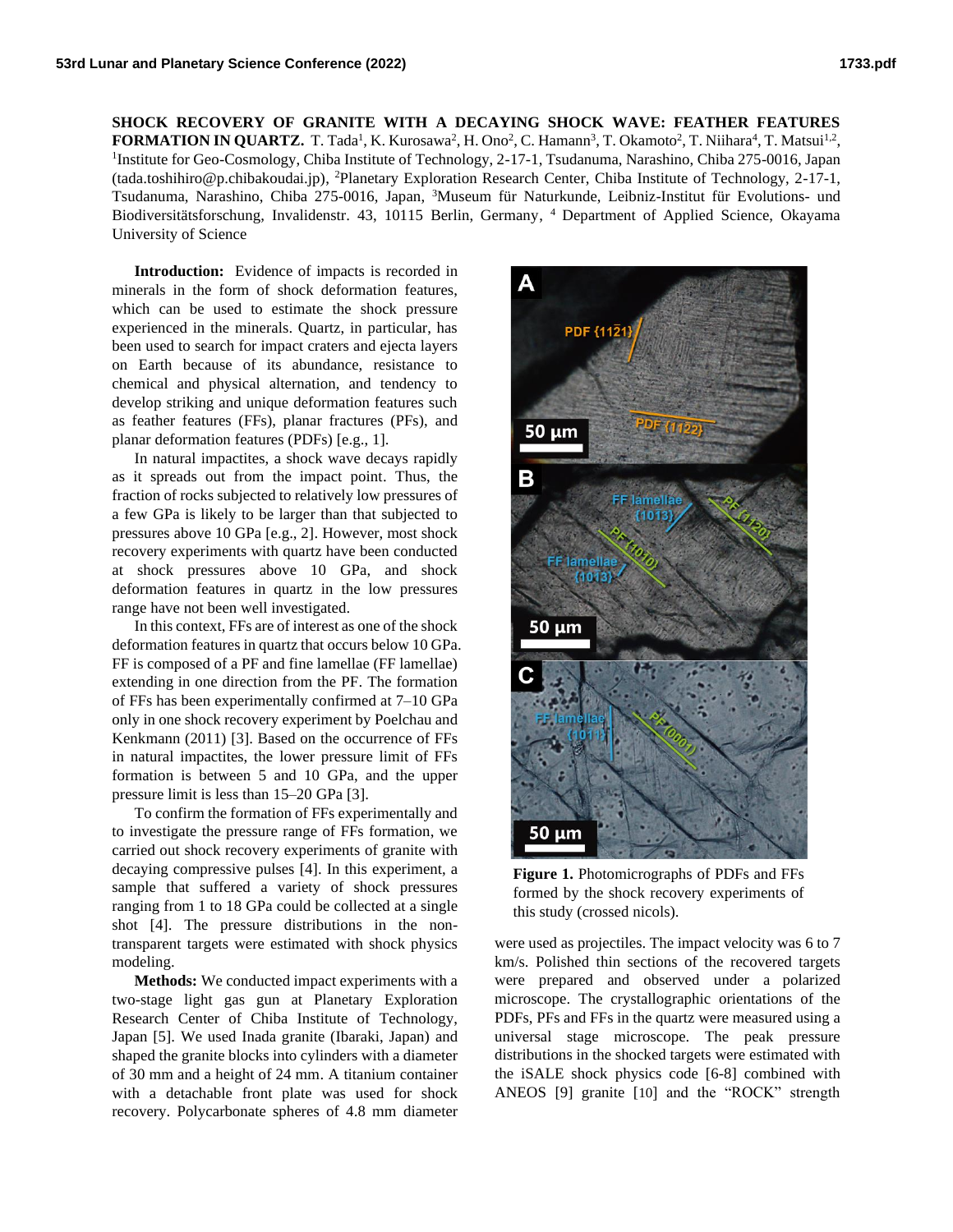**SHOCK RECOVERY OF GRANITE WITH A DECAYING SHOCK WAVE: FEATHER FEATURES FORMATION IN QUARTZ.** T. Tada[1], K. Kurosawa[2], H. Ono[2], C. Hamann[3], T. Okamoto[2], T. Niihara[4], T. Matsui[1,2], [1]Institute for Geo-Cosmology, Chiba Institute of Technology, 2-17-1, Tsudanuma, Narashino, Chiba 275-0016, Japan (tada.toshihiro@p.chibakoudai.jp), [2]Planetary Exploration Research Center, Chiba Institute of Technology, 2-17-1, Tsudanuma, Narashino, Chiba 275-0016, Japan, [3]Museum für Naturkunde, Leibniz-Institut für Evolutions- und Biodiversitätsforschung, Invalidenstr. 43, 10115 Berlin, Germany, [4] Department of Applied Science, Okayama University of Science

**Introduction:** Evidence of impacts is recorded in minerals in the form of shock deformation features, which can be used to estimate the shock pressure experienced in the minerals. Quartz, in particular, has been used to search for impact craters and ejecta layers on Earth because of its abundance, resistance to chemical and physical alternation, and tendency to develop striking and unique deformation features such as feather features (FFs), planar fractures (PFs), and planar deformation features (PDFs) [e.g., 1].

In natural impactites, a shock wave decays rapidly as it spreads out from the impact point. Thus, the fraction of rocks subjected to relatively low pressures of a few GPa is likely to be larger than that subjected to pressures above 10 GPa [e.g., 2]. However, most shock recovery experiments with quartz have been conducted at shock pressures above 10 GPa, and shock deformation features in quartz in the low pressures range have not been well investigated.

In this context, FFs are of interest as one of the shock deformation features in quartz that occurs below 10 GPa. FF is composed of a PF and fine lamellae (FF lamellae) extending in one direction from the PF. The formation of FFs has been experimentally confirmed at 7–10 GPa only in one shock recovery experiment by Poelchau and Kenkmann (2011) [3]. Based on the occurrence of FFs in natural impactites, the lower pressure limit of FFs formation is between 5 and 10 GPa, and the upper pressure limit is less than 15–20 GPa [3].

To confirm the formation of FFs experimentally and to investigate the pressure range of FFs formation, we carried out shock recovery experiments of granite with decaying compressive pulses [4]. In this experiment, a sample that suffered a variety of shock pressures ranging from 1 to 18 GPa could be collected at a single shot [4]. The pressure distributions in the non-transparent targets were estimated with shock physics modeling.

**Methods:** We conducted impact experiments with a two-stage light gas gun at Planetary Exploration Research Center of Chiba Institute of Technology, Japan [5]. We used Inada granite (Ibaraki, Japan) and shaped the granite blocks into cylinders with a diameter of 30 mm and a height of 24 mm. A titanium container with a detachable front plate was used for shock recovery. Polycarbonate spheres of 4.8 mm diameter were used as projectiles. The impact velocity was 6 to 7 km/s. Polished thin sections of the recovered targets were prepared and observed under a polarized microscope. The crystallographic orientations of the PDFs, PFs and FFs in the quartz were measured using a universal stage microscope. The peak pressure distributions in the shocked targets were estimated with the iSALE shock physics code [6-8] combined with ANEOS [9] granite [10] and the "ROCK" strength

**Figure 1.** Photomicrographs of PDFs and FFs formed by the shock recovery experiments of this study (crossed nicols).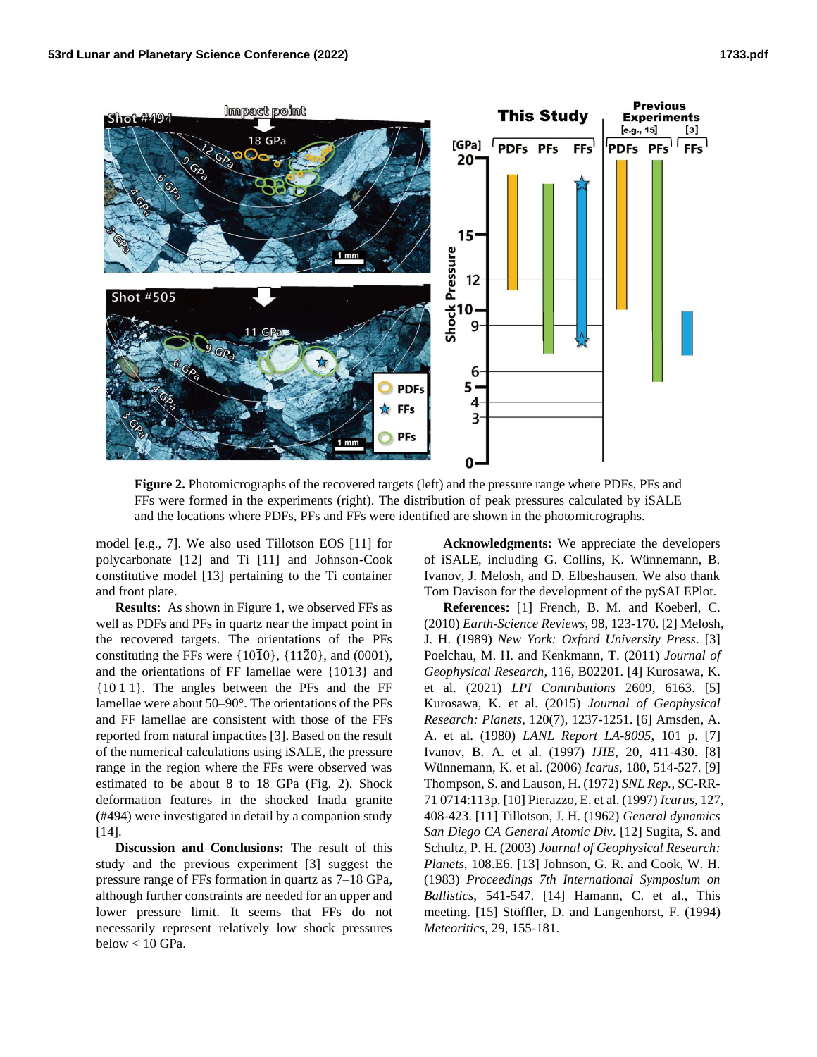Shot #494

Impact point

18 GPa

12 GPa

9 GPa

6 GPa

4 GPa

3 GPa

1 mm

Shot #505

11 GPa

9 GPa

6 GPa

4 GPa

3 GPa

PDFs

FFs

PFs

1 mm

This Study

Previous Experiments

[e.g., 15]

[3]

[GPa]

PDFs PFs FFs

PDFs PFs

FFs

Shock Pressure

20

15

12

10

9

6

5

4

3

0

**Figure 2.** Photomicrographs of the recovered targets (left) and the pressure range where PDFs, PFs and FFs were formed in the experiments (right). The distribution of peak pressures calculated by iSALE and the locations where PDFs, PFs and FFs were identified are shown in the photomicrographs.

model [e.g., 7]. We also used Tillotson EOS [11] for polycarbonate [12] and Ti [11] and Johnson-Cook constitutive model [13] pertaining to the Ti container and front plate.

**Results:** As shown in Figure 1, we observed FFs as well as PDFs and PFs in quartz near the impact point in the recovered targets. The orientations of the PFs constituting the FFs were $\{10\bar{1}0\}$, $\{11\bar{2}0\}$, and $(0001)$, and the orientations of FF lamellae were $\{10\bar{1}3\}$ and $\{10\bar{1}1\}$. The angles between the PFs and the FF lamellae were about 50–90°. The orientations of the PFs and FF lamellae are consistent with those of the FFs reported from natural impactites [3]. Based on the result of the numerical calculations using iSALE, the pressure range in the region where the FFs were observed was estimated to be about 8 to 18 GPa (Fig. 2). Shock deformation features in the shocked Inada granite (#494) were investigated in detail by a companion study [14].

**Discussion and Conclusions:** The result of this study and the previous experiment [3] suggest the pressure range of FFs formation in quartz as 7–18 GPa, although further constraints are needed for an upper and lower pressure limit. It seems that FFs do not necessarily represent relatively low shock pressures below < 10 GPa.

**Acknowledgments:** We appreciate the developers of iSALE, including G. Collins, K. Wünnemann, B. Ivanov, J. Melosh, and D. Elbeshausen. We also thank Tom Davison for the development of the pySALEPlot.

**References:** [1] French, B. M. and Koeberl, C. (2010) *Earth-Science Reviews*, 98, 123-170. [2] Melosh, J. H. (1989) *New York: Oxford University Press*. [3] Poelchau, M. H. and Kenkmann, T. (2011) *Journal of Geophysical Research*, 116, B02201. [4] Kurosawa, K. et al. (2021) *LPI Contributions* 2609, 6163. [5] Kurosawa, K. et al. (2015) *Journal of Geophysical Research: Planets*, 120(7), 1237-1251. [6] Amsden, A. A. et al. (1980) *LANL Report LA-8095*, 101 p. [7] Ivanov, B. A. et al. (1997) *IJIE*, 20, 411-430. [8] Wünnemann, K. et al. (2006) *Icarus*, 180, 514-527. [9] Thompson, S. and Lauson, H. (1972) *SNL Rep.*, SC-RR-71 0714:113p. [10] Pierazzo, E. et al. (1997) *Icarus*, 127, 408-423. [11] Tillotson, J. H. (1962) *General dynamics San Diego CA General Atomic Div*. [12] Sugita, S. and Schultz, P. H. (2003) *Journal of Geophysical Research: Planets*, 108.E6. [13] Johnson, G. R. and Cook, W. H. (1983) *Proceedings 7th International Symposium on Ballistics*, 541-547. [14] Hamann, C. et al., This meeting. [15] Stöffler, D. and Langenhorst, F. (1994) *Meteoritics*, 29, 155-181.